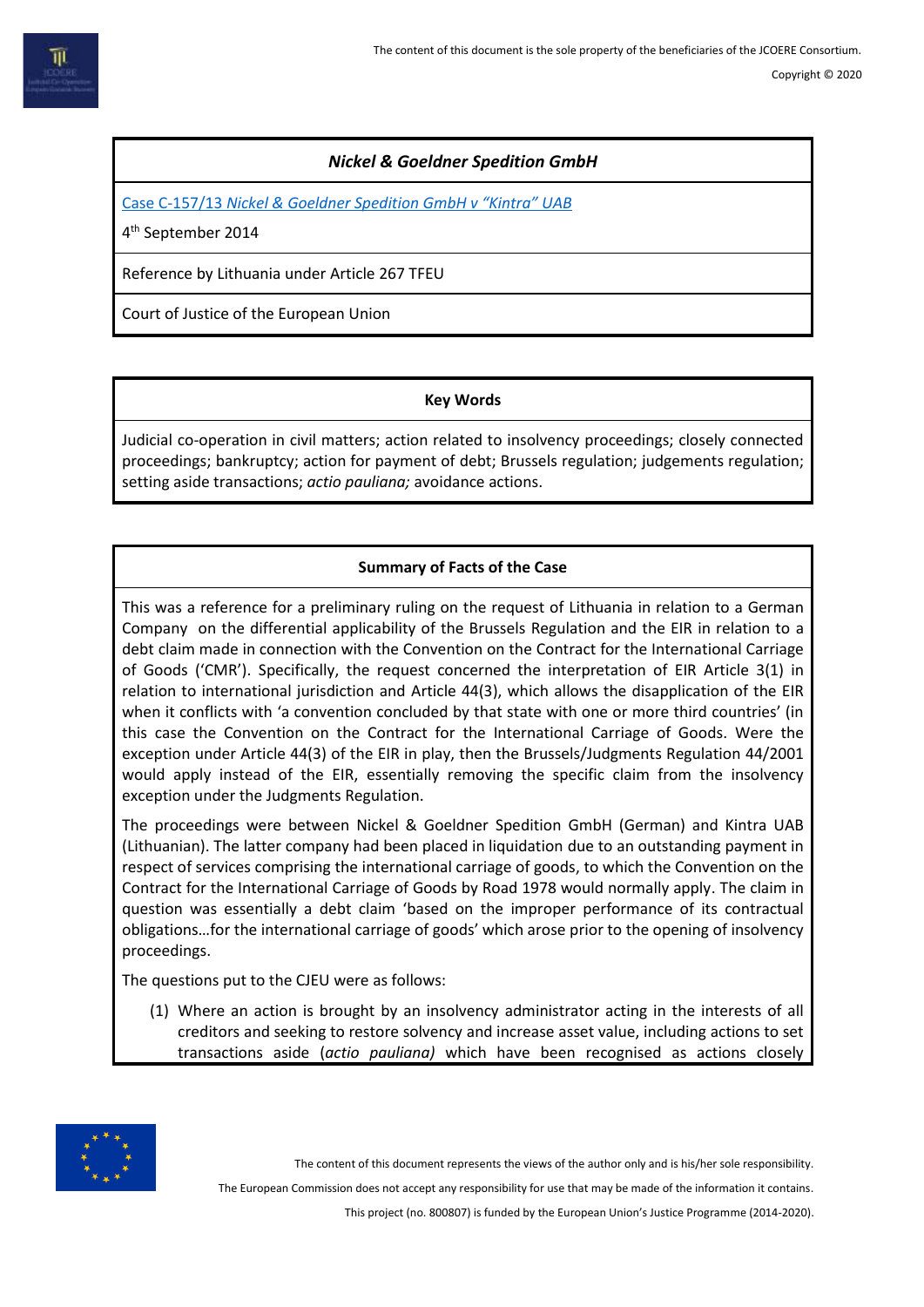## *Nickel & Goeldner Spedition GmbH*

Case C-157/13 *Nickel & Goeldner Spedition GmbH v "Kintra" UAB*

4th September 2014

Reference by Lithuania under Article 267 TFEU

Court of Justice of the European Union

**Key Words**

Judicial co-operation in civil matters; action related to insolvency proceedings; closely connected proceedings; bankruptcy; action for payment of debt; Brussels regulation; judgements regulation; setting aside transactions; *actio pauliana;* avoidance actions.

**Summary of Facts of the Case**

This was a reference for a preliminary ruling on the request of Lithuania in relation to a German Company on the differential applicability of the Brussels Regulation and the EIR in relation to a debt claim made in connection with the Convention on the Contract for the International Carriage of Goods ('CMR'). Specifically, the request concerned the interpretation of EIR Article 3(1) in relation to international jurisdiction and Article 44(3), which allows the disapplication of the EIR when it conflicts with 'a convention concluded by that state with one or more third countries' (in this case the Convention on the Contract for the International Carriage of Goods. Were the exception under Article 44(3) of the EIR in play, then the Brussels/Judgments Regulation 44/2001 would apply instead of the EIR, essentially removing the specific claim from the insolvency exception under the Judgments Regulation.

The proceedings were between Nickel & Goeldner Spedition GmbH (German) and Kintra UAB (Lithuanian). The latter company had been placed in liquidation due to an outstanding payment in respect of services comprising the international carriage of goods, to which the Convention on the Contract for the International Carriage of Goods by Road 1978 would normally apply. The claim in question was essentially a debt claim 'based on the improper performance of its contractual obligations…for the international carriage of goods' which arose prior to the opening of insolvency proceedings.

The questions put to the CJEU were as follows:

(1) Where an action is brought by an insolvency administrator acting in the interests of all creditors and seeking to restore solvency and increase asset value, including actions to set transactions aside (*actio pauliana)* which have been recognised as actions closely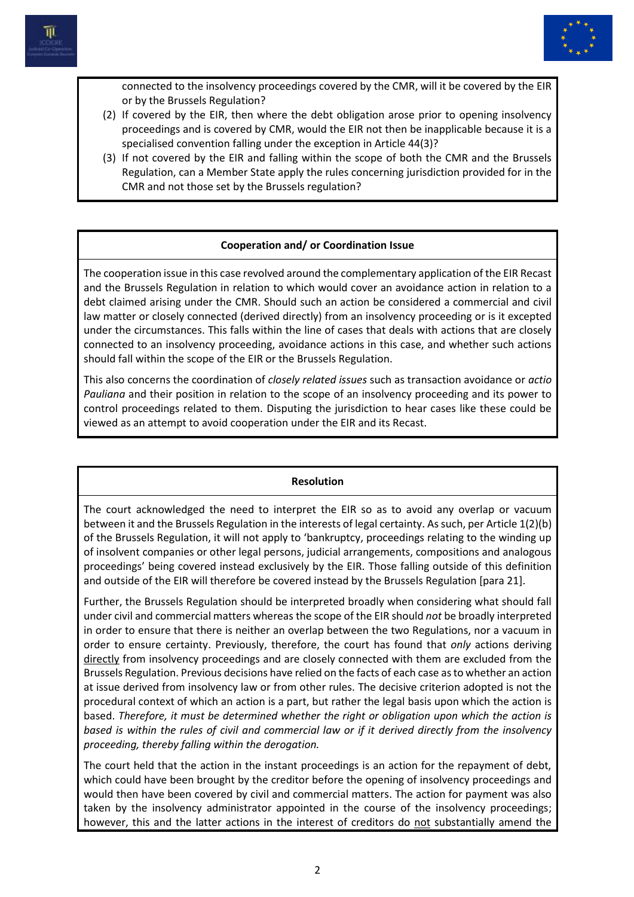connected to the insolvency proceedings covered by the CMR, will it be covered by the EIR or by the Brussels Regulation?

(2) If covered by the EIR, then where the debt obligation arose prior to opening insolvency proceedings and is covered by CMR, would the EIR not then be inapplicable because it is a specialised convention falling under the exception in Article 44(3)?

(3) If not covered by the EIR and falling within the scope of both the CMR and the Brussels Regulation, can a Member State apply the rules concerning jurisdiction provided for in the CMR and not those set by the Brussels regulation?

**Cooperation and/ or Coordination Issue**

The cooperation issue in this case revolved around the complementary application of the EIR Recast and the Brussels Regulation in relation to which would cover an avoidance action in relation to a debt claimed arising under the CMR. Should such an action be considered a commercial and civil law matter or closely connected (derived directly) from an insolvency proceeding or is it excepted under the circumstances. This falls within the line of cases that deals with actions that are closely connected to an insolvency proceeding, avoidance actions in this case, and whether such actions should fall within the scope of the EIR or the Brussels Regulation.

This also concerns the coordination of *closely related issues* such as transaction avoidance or *actio Pauliana* and their position in relation to the scope of an insolvency proceeding and its power to control proceedings related to them. Disputing the jurisdiction to hear cases like these could be viewed as an attempt to avoid cooperation under the EIR and its Recast.

**Resolution**

The court acknowledged the need to interpret the EIR so as to avoid any overlap or vacuum between it and the Brussels Regulation in the interests of legal certainty. As such, per Article 1(2)(b) of the Brussels Regulation, it will not apply to 'bankruptcy, proceedings relating to the winding up of insolvent companies or other legal persons, judicial arrangements, compositions and analogous proceedings' being covered instead exclusively by the EIR. Those falling outside of this definition and outside of the EIR will therefore be covered instead by the Brussels Regulation [para 21].

Further, the Brussels Regulation should be interpreted broadly when considering what should fall under civil and commercial matters whereas the scope of the EIR should *not* be broadly interpreted in order to ensure that there is neither an overlap between the two Regulations, nor a vacuum in order to ensure certainty. Previously, therefore, the court has found that *only* actions deriving directly from insolvency proceedings and are closely connected with them are excluded from the Brussels Regulation. Previous decisions have relied on the facts of each case as to whether an action at issue derived from insolvency law or from other rules. The decisive criterion adopted is not the procedural context of which an action is a part, but rather the legal basis upon which the action is based. *Therefore, it must be determined whether the right or obligation upon which the action is based is within the rules of civil and commercial law or if it derived directly from the insolvency proceeding, thereby falling within the derogation.*

The court held that the action in the instant proceedings is an action for the repayment of debt, which could have been brought by the creditor before the opening of insolvency proceedings and would then have been covered by civil and commercial matters. The action for payment was also taken by the insolvency administrator appointed in the course of the insolvency proceedings; however, this and the latter actions in the interest of creditors do not substantially amend the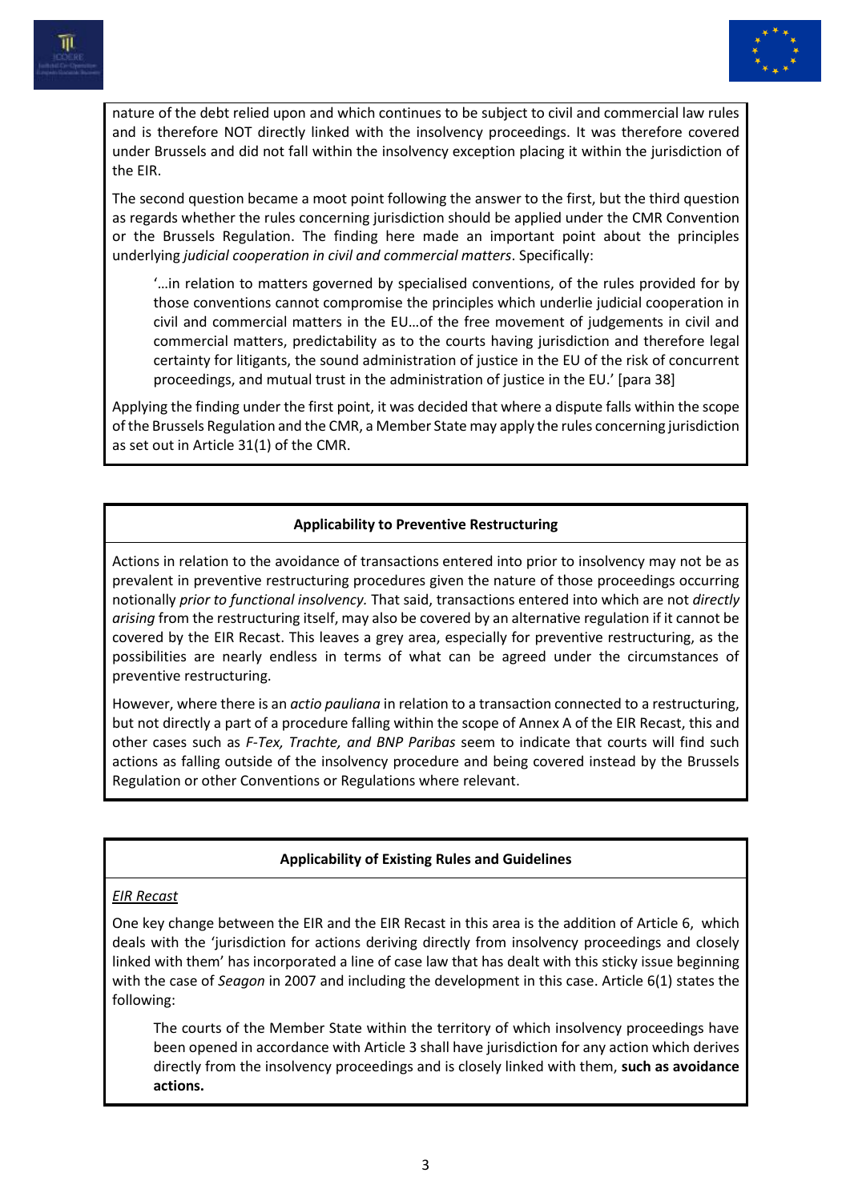nature of the debt relied upon and which continues to be subject to civil and commercial law rules and is therefore NOT directly linked with the insolvency proceedings. It was therefore covered under Brussels and did not fall within the insolvency exception placing it within the jurisdiction of the EIR.

The second question became a moot point following the answer to the first, but the third question as regards whether the rules concerning jurisdiction should be applied under the CMR Convention or the Brussels Regulation. The finding here made an important point about the principles underlying *judicial cooperation in civil and commercial matters*. Specifically:

> '…in relation to matters governed by specialised conventions, of the rules provided for by those conventions cannot compromise the principles which underlie judicial cooperation in civil and commercial matters in the EU…of the free movement of judgements in civil and commercial matters, predictability as to the courts having jurisdiction and therefore legal certainty for litigants, the sound administration of justice in the EU of the risk of concurrent proceedings, and mutual trust in the administration of justice in the EU.' [para 38]

Applying the finding under the first point, it was decided that where a dispute falls within the scope of the Brussels Regulation and the CMR, a Member State may apply the rules concerning jurisdiction as set out in Article 31(1) of the CMR.

### Applicability to Preventive Restructuring

Actions in relation to the avoidance of transactions entered into prior to insolvency may not be as prevalent in preventive restructuring procedures given the nature of those proceedings occurring notionally *prior to functional insolvency.* That said, transactions entered into which are not *directly arising* from the restructuring itself, may also be covered by an alternative regulation if it cannot be covered by the EIR Recast. This leaves a grey area, especially for preventive restructuring, as the possibilities are nearly endless in terms of what can be agreed under the circumstances of preventive restructuring.

However, where there is an *actio pauliana* in relation to a transaction connected to a restructuring, but not directly a part of a procedure falling within the scope of Annex A of the EIR Recast, this and other cases such as *F-Tex, Trachte, and BNP Paribas* seem to indicate that courts will find such actions as falling outside of the insolvency procedure and being covered instead by the Brussels Regulation or other Conventions or Regulations where relevant.

### Applicability of Existing Rules and Guidelines

<u>*EIR Recast*</u>

One key change between the EIR and the EIR Recast in this area is the addition of Article 6, which deals with the 'jurisdiction for actions deriving directly from insolvency proceedings and closely linked with them' has incorporated a line of case law that has dealt with this sticky issue beginning with the case of *Seagon* in 2007 and including the development in this case. Article 6(1) states the following:

> The courts of the Member State within the territory of which insolvency proceedings have been opened in accordance with Article 3 shall have jurisdiction for any action which derives directly from the insolvency proceedings and is closely linked with them, **such as avoidance actions.**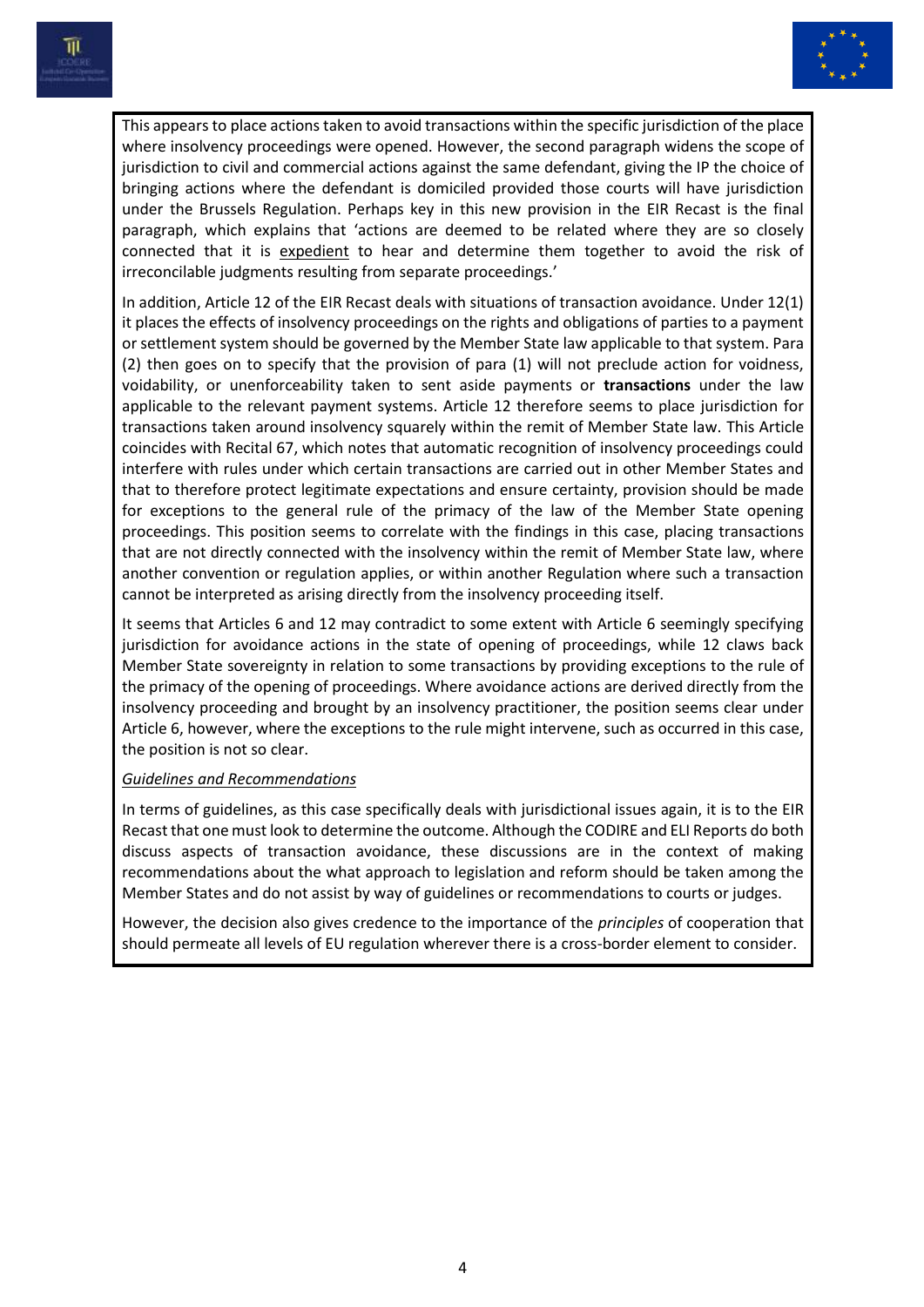This appears to place actions taken to avoid transactions within the specific jurisdiction of the place where insolvency proceedings were opened. However, the second paragraph widens the scope of jurisdiction to civil and commercial actions against the same defendant, giving the IP the choice of bringing actions where the defendant is domiciled provided those courts will have jurisdiction under the Brussels Regulation. Perhaps key in this new provision in the EIR Recast is the final paragraph, which explains that 'actions are deemed to be related where they are so closely connected that it is <u>expedient</u> to hear and determine them together to avoid the risk of irreconcilable judgments resulting from separate proceedings.'

In addition, Article 12 of the EIR Recast deals with situations of transaction avoidance. Under 12(1) it places the effects of insolvency proceedings on the rights and obligations of parties to a payment or settlement system should be governed by the Member State law applicable to that system. Para (2) then goes on to specify that the provision of para (1) will not preclude action for voidness, voidability, or unenforceability taken to sent aside payments or **transactions** under the law applicable to the relevant payment systems. Article 12 therefore seems to place jurisdiction for transactions taken around insolvency squarely within the remit of Member State law. This Article coincides with Recital 67, which notes that automatic recognition of insolvency proceedings could interfere with rules under which certain transactions are carried out in other Member States and that to therefore protect legitimate expectations and ensure certainty, provision should be made for exceptions to the general rule of the primacy of the law of the Member State opening proceedings. This position seems to correlate with the findings in this case, placing transactions that are not directly connected with the insolvency within the remit of Member State law, where another convention or regulation applies, or within another Regulation where such a transaction cannot be interpreted as arising directly from the insolvency proceeding itself.

It seems that Articles 6 and 12 may contradict to some extent with Article 6 seemingly specifying jurisdiction for avoidance actions in the state of opening of proceedings, while 12 claws back Member State sovereignty in relation to some transactions by providing exceptions to the rule of the primacy of the opening of proceedings. Where avoidance actions are derived directly from the insolvency proceeding and brought by an insolvency practitioner, the position seems clear under Article 6, however, where the exceptions to the rule might intervene, such as occurred in this case, the position is not so clear.

*<u>Guidelines and Recommendations</u>*

In terms of guidelines, as this case specifically deals with jurisdictional issues again, it is to the EIR Recast that one must look to determine the outcome. Although the CODIRE and ELI Reports do both discuss aspects of transaction avoidance, these discussions are in the context of making recommendations about the what approach to legislation and reform should be taken among the Member States and do not assist by way of guidelines or recommendations to courts or judges.

However, the decision also gives credence to the importance of the *principles* of cooperation that should permeate all levels of EU regulation wherever there is a cross-border element to consider.